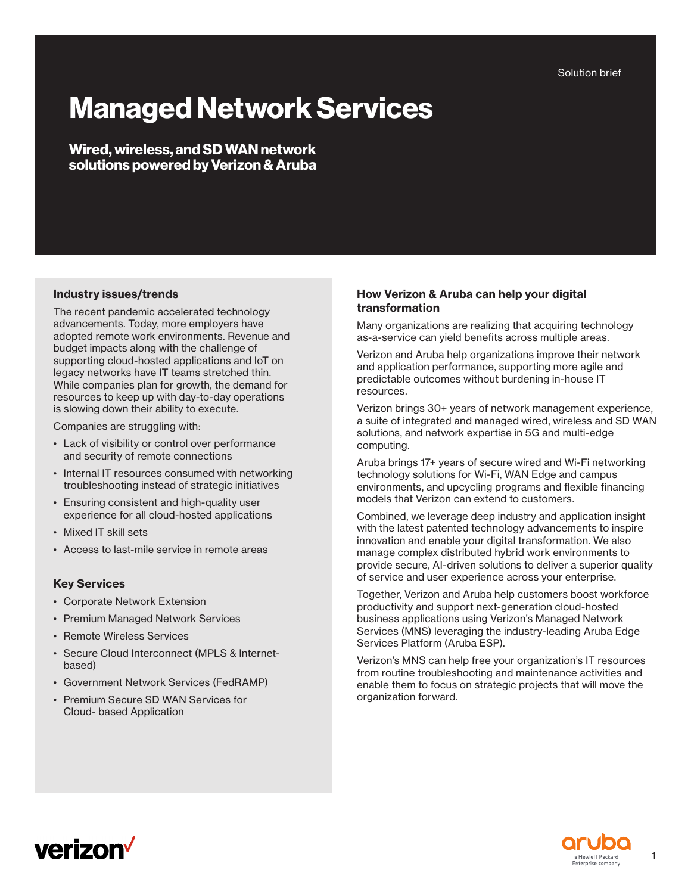Solution brief

# Managed Network Services

## Wired, wireless, and SD WAN network solutions powered by Verizon & Aruba

### Industry issues/trends

The recent pandemic accelerated technology advancements. Today, more employers have adopted remote work environments. Revenue and budget impacts along with the challenge of supporting cloud-hosted applications and IoT on legacy networks have IT teams stretched thin. While companies plan for growth, the demand for resources to keep up with day-to-day operations is slowing down their ability to execute.

Companies are struggling with:

- Lack of visibility or control over performance and security of remote connections
- Internal IT resources consumed with networking troubleshooting instead of strategic initiatives
- Ensuring consistent and high-quality user experience for all cloud-hosted applications
- Mixed IT skill sets
- Access to last-mile service in remote areas

### Key Services

- Corporate Network Extension
- Premium Managed Network Services
- Remote Wireless Services
- Secure Cloud Interconnect (MPLS & Internet-based)
- Government Network Services (FedRAMP)
- Premium Secure SD WAN Services for Cloud- based Application

### How Verizon & Aruba can help your digital transformation

Many organizations are realizing that acquiring technology as-a-service can yield benefits across multiple areas.

Verizon and Aruba help organizations improve their network and application performance, supporting more agile and predictable outcomes without burdening in-house IT resources.

Verizon brings 30+ years of network management experience, a suite of integrated and managed wired, wireless and SD WAN solutions, and network expertise in 5G and multi-edge computing.

Aruba brings 17+ years of secure wired and Wi-Fi networking technology solutions for Wi-Fi, WAN Edge and campus environments, and upcycling programs and flexible financing models that Verizon can extend to customers.

Combined, we leverage deep industry and application insight with the latest patented technology advancements to inspire innovation and enable your digital transformation. We also manage complex distributed hybrid work environments to provide secure, AI-driven solutions to deliver a superior quality of service and user experience across your enterprise.

Together, Verizon and Aruba help customers boost workforce productivity and support next-generation cloud-hosted business applications using Verizon's Managed Network Services (MNS) leveraging the industry-leading Aruba Edge Services Platform (Aruba ESP).

Verizon's MNS can help free your organization's IT resources from routine troubleshooting and maintenance activities and enable them to focus on strategic projects that will move the organization forward.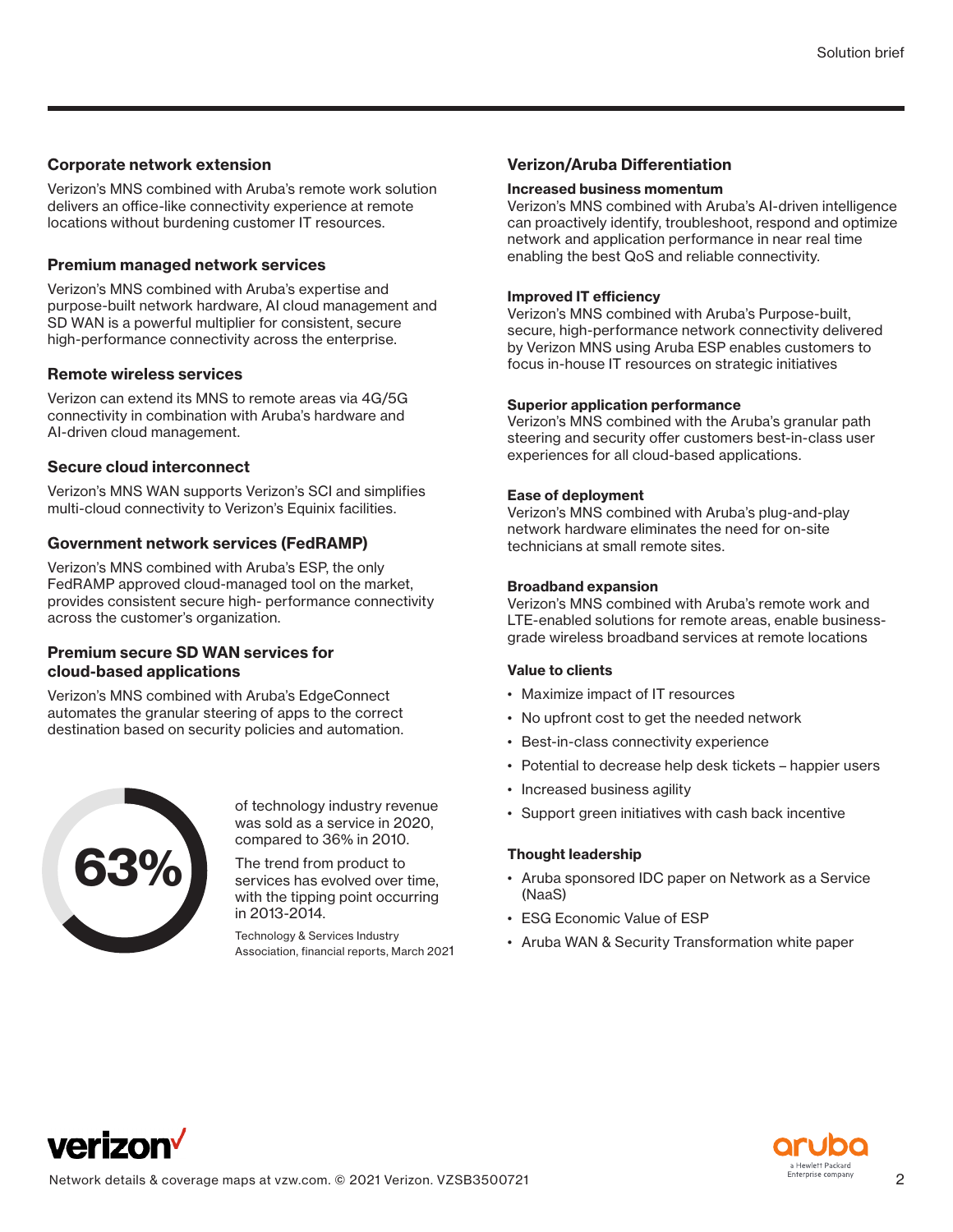### Corporate network extension

Verizon's MNS combined with Aruba's remote work solution delivers an office-like connectivity experience at remote locations without burdening customer IT resources.

### Premium managed network services

Verizon's MNS combined with Aruba's expertise and purpose-built network hardware, AI cloud management and SD WAN is a powerful multiplier for consistent, secure high-performance connectivity across the enterprise.

### Remote wireless services

Verizon can extend its MNS to remote areas via 4G/5G connectivity in combination with Aruba's hardware and AI-driven cloud management.

### Secure cloud interconnect

Verizon's MNS WAN supports Verizon's SCI and simplifies multi-cloud connectivity to Verizon's Equinix facilities.

### Government network services (FedRAMP)

Verizon's MNS combined with Aruba's ESP, the only FedRAMP approved cloud-managed tool on the market, provides consistent secure high- performance connectivity across the customer's organization.

### Premium secure SD WAN services for cloud-based applications

Verizon's MNS combined with Aruba's EdgeConnect automates the granular steering of apps to the correct destination based on security policies and automation.

63%

of technology industry revenue was sold as a service in 2020, compared to 36% in 2010.

The trend from product to services has evolved over time, with the tipping point occurring in 2013-2014.

Technology & Services Industry Association, financial reports, March 2021

### Verizon/Aruba Differentiation

**Increased business momentum**
Verizon's MNS combined with Aruba's AI-driven intelligence can proactively identify, troubleshoot, respond and optimize network and application performance in near real time enabling the best QoS and reliable connectivity.

**Improved IT efficiency**
Verizon's MNS combined with Aruba's Purpose-built, secure, high-performance network connectivity delivered by Verizon MNS using Aruba ESP enables customers to focus in-house IT resources on strategic initiatives

**Superior application performance**
Verizon's MNS combined with the Aruba's granular path steering and security offer customers best-in-class user experiences for all cloud-based applications.

**Ease of deployment**
Verizon's MNS combined with Aruba's plug-and-play network hardware eliminates the need for on-site technicians at small remote sites.

**Broadband expansion**
Verizon's MNS combined with Aruba's remote work and LTE-enabled solutions for remote areas, enable business-grade wireless broadband services at remote locations

### Value to clients

- Maximize impact of IT resources
- No upfront cost to get the needed network
- Best-in-class connectivity experience
- Potential to decrease help desk tickets – happier users
- Increased business agility
- Support green initiatives with cash back incentive

### Thought leadership

- Aruba sponsored IDC paper on Network as a Service (NaaS)
- ESG Economic Value of ESP
- Aruba WAN & Security Transformation white paper

Network details & coverage maps at vzw.com. © 2021 Verizon. VZSB3500721